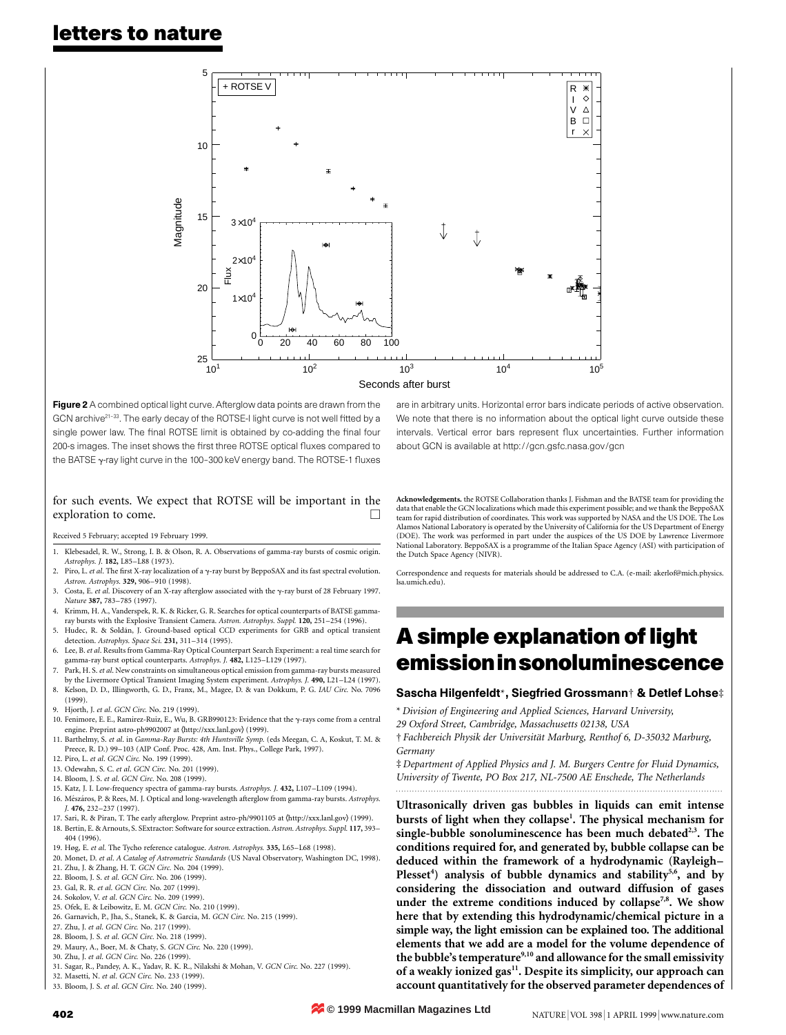**Figure 2** A combined optical light curve. Afterglow data points are drawn from the GCN archive[21–33]. The early decay of the ROTSE-I light curve is not well fitted by a single power law. The final ROTSE limit is obtained by co-adding the final four 200-s images. The inset shows the first three ROTSE optical fluxes compared to the BATSE γ-ray light curve in the 100–300 keV energy band. The ROTSE-1 fluxes are in arbitrary units. Horizontal error bars indicate periods of active observation. We note that there is no information about the optical light curve outside these intervals. Vertical error bars represent flux uncertainties. Further information about GCN is available at http://gcn.gsfc.nasa.gov/gcn

for such events. We expect that ROTSE will be important in the exploration to come. □

Received 5 February; accepted 19 February 1999.

1. Klebesadel, R. W., Strong, I. B. & Olson, R. A. Observations of gamma-ray bursts of cosmic origin. *Astrophys. J.* **182,** L85–L88 (1973).
2. Piro, L. *et al*. The first X-ray localization of a γ-ray burst by BeppoSAX and its fast spectral evolution. *Astron. Astrophys.* **329,** 906–910 (1998).
3. Costa, E. *et al.* Discovery of an X-ray afterglow associated with the γ-ray burst of 28 February 1997. *Nature* **387,** 783–785 (1997).
4. Krimm, H. A., Vanderspek, R. K. & Ricker, G. R. Searches for optical counterparts of BATSE gamma-ray bursts with the Explosive Transient Camera. *Astron. Astrophys. Suppl.* **120,** 251–254 (1996).
5. Hudec, R. & Soldán, J. Ground-based optical CCD experiments for GRB and optical transient detection. *Astrophys. Space Sci.* **231,** 311–314 (1995).
6. Lee, B. *et al*. Results from Gamma-Ray Optical Counterpart Search Experiment: a real time search for gamma-ray burst optical counterparts. *Astrophys. J.* **482,** L125–L129 (1997).
7. Park, H. S. *et al*. New constraints on simultaneous optical emission from gamma-ray bursts measured by the Livermore Optical Transient Imaging System experiment. *Astrophys. J.* **490,** L21–L24 (1997).
8. Kelson, D. D., Illingworth, G. D., Franx, M., Magee, D. & van Dokkum, P. G. *IAU Circ.* No. 7096 (1999).
9. Hjorth, J. *et al*. *GCN Circ.* No. 219 (1999).
10. Fenimore, E. E., Ramirez-Ruiz, E., Wu, B. GRB990123: Evidence that the γ-rays come from a central engine. Preprint astro-ph9902007 at ⟨http://xxx.lanl.gov⟩ (1999).
11. Barthelmy, S. *et al*. in *Gamma-Ray Bursts: 4th Huntsville Symp.* (eds Meegan, C. A, Koskut, T. M. & Preece, R. D.) 99–103 (AIP Conf. Proc. 428, Am. Inst. Phys., College Park, 1997).
12. Piro, L. *et al. GCN Circ.* No. 199 (1999).
13. Odewahn, S. C. *et al*. *GCN Circ.* No. 201 (1999).
14. Bloom, J. S. *et al*. *GCN Circ.* No. 208 (1999).
15. Katz, J. I. Low-frequency spectra of gamma-ray bursts. *Astrophys. J.* **432,** L107–L109 (1994).
16. Mészáros, P. & Rees, M. J. Optical and long-wavelength afterglow from gamma-ray bursts. *Astrophys. J.* **476,** 232–237 (1997).
17. Sari, R. & Piran, T. The early afterglow. Preprint astro-ph/9901105 at ⟨http://xxx.lanl.gov⟩ (1999).
18. Bertin, E. & Arnouts, S. SExtractor: Software for source extraction. *Astron. Astrophys. Suppl.* **117,** 393–404 (1996).
19. Høg, E. *et al*. The Tycho reference catalogue. *Astron. Astrophys.* **335,** L65–L68 (1998).
20. Monet, D. *et al*. *A Catalog of Astrometric Standards* (US Naval Observatory, Washington DC, 1998).
21. Zhu, J. & Zhang, H. T. *GCN Circ.* No. 204 (1999).
22. Bloom, J. S. *et al*. *GCN Circ.* No. 206 (1999).
23. Gal, R. R. *et al*. *GCN Circ.* No. 207 (1999).
24. Sokolov, V. *et al*. *GCN Circ.* No. 209 (1999).
25. Ofek, E. & Leibowitz, E. M. *GCN Circ.* No. 210 (1999).
26. Garnavich, P., Jha, S., Stanek, K. & Garcia, M. *GCN Circ.* No. 215 (1999).
27. Zhu, J. *et al*. *GCN Circ.* No. 217 (1999).
28. Bloom, J. S. *et al*. *GCN Circ.* No. 218 (1999).
29. Maury, A., Boer, M. & Chaty, S. *GCN Circ.* No. 220 (1999).
30. Zhu, J. *et al*. *GCN Circ.* No. 226 (1999).
31. Sagar, R., Pandey, A. K., Yadav, R. K. R., Nilakshi & Mohan, V. *GCN Circ.* No. 227 (1999).
32. Masetti, N. *et al*. *GCN Circ.* No. 233 (1999).
33. Bloom, J. S. *et al*. *GCN Circ.* No. 240 (1999).

**Acknowledgements.** the ROTSE Collaboration thanks J. Fishman and the BATSE team for providing the data that enable the GCN localizations which made this experiment possible; and we thank the BeppoSAX team for rapid distribution of coordinates. This work was supported by NASA and the US DOE. The Los Alamos National Laboratory is operated by the University of California for the US Department of Energy (DOE). The work was performed in part under the auspices of the US DOE by Lawrence Livermore National Laboratory. BeppoSAX is a programme of the Italian Space Agency (ASI) with participation of the Dutch Space Agency (NIVR).

Correspondence and requests for materials should be addressed to C.A. (e-mail: akerlof@mich.physics.lsa.umich.edu).

# A simple explanation of light emission in sonoluminescence

**Sascha Hilgenfeldt*, Siegfried Grossmann† & Detlef Lohse‡**

\* *Division of Engineering and Applied Sciences, Harvard University, 29 Oxford Street, Cambridge, Massachusetts 02138, USA*

† *Fachbereich Physik der Universität Marburg, Renthof 6, D-35032 Marburg, Germany*

‡ *Department of Applied Physics and J. M. Burgers Centre for Fluid Dynamics, University of Twente, PO Box 217, NL-7500 AE Enschede, The Netherlands*

**Ultrasonically driven gas bubbles in liquids can emit intense bursts of light when they collapse[1]. The physical mechanism for single-bubble sonoluminescence has been much debated[2,3]. The conditions required for, and generated by, bubble collapse can be deduced within the framework of a hydrodynamic (Rayleigh–Plesset[4]) analysis of bubble dynamics and stability[5,6], and by considering the dissociation and outward diffusion of gases under the extreme conditions induced by collapse[7,8]. We show here that by extending this hydrodynamic/chemical picture in a simple way, the light emission can be explained too. The additional elements that we add are a model for the volume dependence of the bubble's temperature[9,10] and allowance for the small emissivity of a weakly ionized gas[11]. Despite its simplicity, our approach can account quantitatively for the observed parameter dependences of**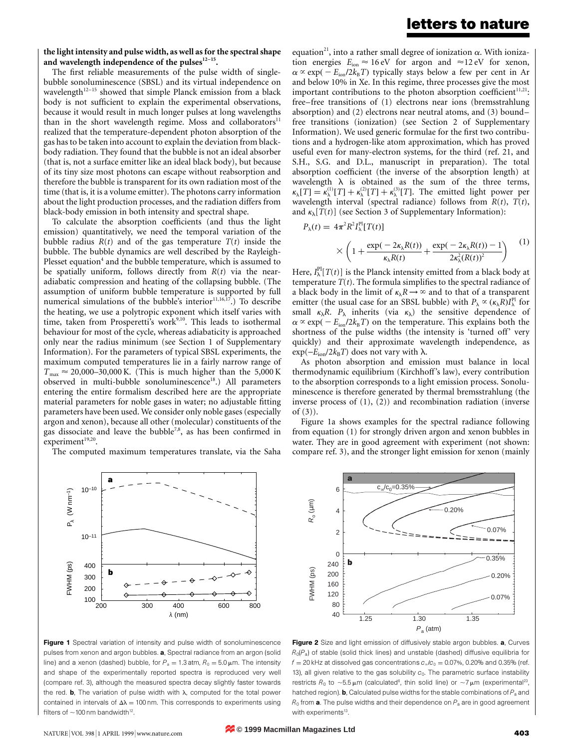**the light intensity and pulse width, as well as for the spectral shape and wavelength independence of the pulses[12–15].**

The first reliable measurements of the pulse width of single-bubble sonoluminescence (SBSL) and its virtual independence on wavelength[12–15] showed that simple Planck emission from a black body is not sufficient to explain the experimental observations, because it would result in much longer pulses at long wavelengths than in the short wavelength regime. Moss and collaborators[11] realized that the temperature-dependent photon absorption of the gas has to be taken into account to explain the deviation from black-body radiation. They found that the bubble is not an ideal absorber (that is, not a surface emitter like an ideal black body), but because of its tiny size most photons can escape without reabsorption and therefore the bubble is transparent for its own radiation most of the time (that is, it is a volume emitter). The photons carry information about the light production processes, and the radiation differs from black-body emission in both intensity and spectral shape.

To calculate the absorption coefficients (and thus the light emission) quantitatively, we need the temporal variation of the bubble radius $R(t)$ and of the gas temperature $T(t)$ inside the bubble. The bubble dynamics are well described by the Rayleigh-Plesset equation[4] and the bubble temperature, which is assumed to be spatially uniform, follows directly from $R(t)$ via the near-adiabatic compression and heating of the collapsing bubble. (The assumption of uniform bubble temperature is supported by full numerical simulations of the bubble's interior[11,16,17].) To describe the heating, we use a polytropic exponent which itself varies with time, taken from Prosperetti's work[9,10]. This leads to isothermal behaviour for most of the cycle, whereas adiabaticity is approached only near the radius minimum (see Section 1 of Supplementary Information). For the parameters of typical SBSL experiments, the maximum computed temperatures lie in a fairly narrow range of $T_{max} \approx 20{,}000$–$30{,}000$ K. (This is much higher than the 5,000 K observed in multi-bubble sonoluminescence[18].) All parameters entering the entire formalism described here are the appropriate material parameters for noble gases in water; no adjustable fitting parameters have been used. We consider only noble gases (especially argon and xenon), because all other (molecular) constituents of the gas dissociate and leave the bubble[7,8], as has been confirmed in experiment[19,20].

The computed maximum temperatures translate, via the Saha equation[21], into a rather small degree of ionization $\alpha$. With ionization energies $E_{ion} \approx 16$ eV for argon and $\approx 12$ eV for xenon, $\alpha \propto \exp(-E_{ion}/2k_BT)$ typically stays below a few per cent in Ar and below 10% in Xe. In this regime, three processes give the most important contributions to the photon absorption coefficient[11,21]: free–free transitions of (1) electrons near ions (bremsstrahlung absorption) and (2) electrons near neutral atoms, and (3) bound–free transitions (ionization) (see Section 2 of Supplementary Information). We used generic formulae for the first two contributions and a hydrogen-like atom approximation, which has proved useful even for many-electron systems, for the third (ref. 21, and S.H., S.G. and D.L., manuscript in preparation). The total absorption coefficient (the inverse of the absorption length) at wavelength $\lambda$ is obtained as the sum of the three terms, $\kappa_\lambda[T] = \kappa_\lambda^{(1)}[T] + \kappa_\lambda^{(2)}[T] + \kappa_\lambda^{(3)}[T]$. The emitted light power per wavelength interval (spectral radiance) follows from $R(t)$, $T(t)$, and $\kappa_\lambda[T(t)]$ (see Section 3 of Supplementary Information):

$$P_\lambda(t) = 4\pi^2 R^2 I_\lambda^{Pl}[T(t)] \times \left(1 + \frac{\exp(-2\kappa_\lambda R(t))}{\kappa_\lambda R(t)} + \frac{\exp(-2\kappa_\lambda R(t)) - 1}{2\kappa_\lambda^2 (R(t))^2}\right) \quad (1)$$

Here, $I_\lambda^{Pl}[T(t)]$ is the Planck intensity emitted from a black body at temperature $T(t)$. The formula simplifies to the spectral radiance of a black body in the limit of $\kappa_\lambda R \to \infty$ and to that of a transparent emitter (the usual case for an SBSL bubble) with $P_\lambda \propto (\kappa_\lambda R) I_\lambda^{Pl}$ for small $\kappa_\lambda R$. $P_\lambda$ inherits (via $\kappa_\lambda$) the sensitive dependence of $\alpha \propto \exp(-E_{ion}/2k_BT)$ on the temperature. This explains both the shortness of the pulse widths (the intensity is 'turned off' very quickly) and their approximate wavelength independence, as $\exp(-E_{ion}/2k_BT)$ does not vary with $\lambda$.

As photon absorption and emission must balance in local thermodynamic equilibrium (Kirchhoff's law), every contribution to the absorption corresponds to a light emission process. Sonoluminescence is therefore generated by thermal bremsstrahlung (the inverse process of (1), (2)) and recombination radiation (inverse of (3)).

Figure 1a shows examples for the spectral radiance following from equation (1) for strongly driven argon and xenon bubbles in water. They are in good agreement with experiment (not shown: compare ref. 3), and the stronger light emission for xenon (mainly

**Figure 1** Spectral variation of intensity and pulse width of sonoluminescence pulses from xenon and argon bubbles. **a**, Spectral radiance from an argon (solid line) and a xenon (dashed) bubble, for $P_a = 1.3$ atm, $R_0 = 5.0\,\mu$m. The intensity and shape of the experimentally reported spectra is reproduced very well (compare ref. 3), although the measured spectra decay slightly faster towards the red. **b**, The variation of pulse width with $\lambda$, computed for the total power contained in intervals of $\Delta\lambda = 100$ nm. This corresponds to experiments using filters of ~100 nm bandwidth[12].

**Figure 2** Size and light emission of diffusively stable argon bubbles. **a**, Curves $R_0(P_a)$ of stable (solid thick lines) and unstable (dashed) diffusive equilibria for $f = 20$ kHz at dissolved gas concentrations $c_\infty/c_0 = 0.07\%$, 0.20% and 0.35% (ref. 13), all given relative to the gas solubility $c_0$. The parametric surface instability restricts $R_0$ to ~5.5 µm (calculated[6], thin solid line) or ~7 µm (experimental[23], hatched region). **b**, Calculated pulse widths for the stable combinations of $P_a$ and $R_0$ from **a**. The pulse widths and their dependence on $P_a$ are in good agreement with experiments[13].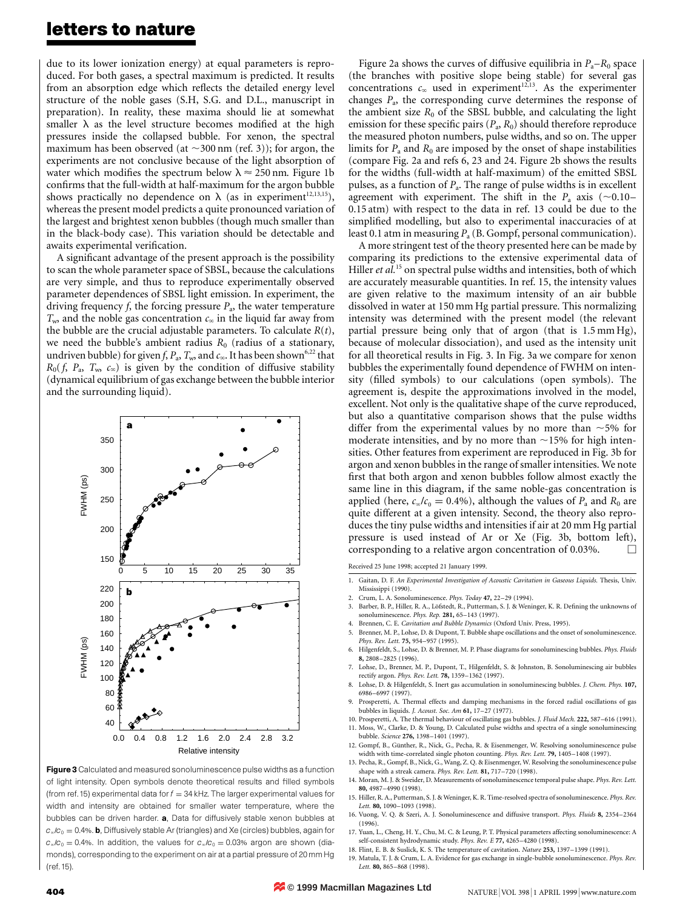due to its lower ionization energy) at equal parameters is reproduced. For both gases, a spectral maximum is predicted. It results from an absorption edge which reflects the detailed energy level structure of the noble gases (S.H, S.G. and D.L., manuscript in preparation). In reality, these maxima should lie at somewhat smaller $\lambda$ as the level structure becomes modified at the high pressures inside the collapsed bubble. For xenon, the spectral maximum has been observed (at ~300 nm (ref. 3)); for argon, the experiments are not conclusive because of the light absorption of water which modifies the spectrum below $\lambda \approx 250$ nm. Figure 1b confirms that the full-width at half-maximum for the argon bubble shows practically no dependence on $\lambda$ (as in experiment[12,13,15]), whereas the present model predicts a quite pronounced variation of the largest and brightest xenon bubbles (though much smaller than in the black-body case). This variation should be detectable and awaits experimental verification.

A significant advantage of the present approach is the possibility to scan the whole parameter space of SBSL, because the calculations are very simple, and thus to reproduce experimentally observed parameter dependences of SBSL light emission. In experiment, the driving frequency $f$, the forcing pressure $P_a$, the water temperature $T_w$, and the noble gas concentration $c_\infty$ in the liquid far away from the bubble are the crucial adjustable parameters. To calculate $R(t)$, we need the bubble's ambient radius $R_0$ (radius of a stationary, undriven bubble) for given $f$, $P_a$, $T_w$, and $c_\infty$. It has been shown[6,22] that $R_0(f, P_a, T_w, c_\infty)$ is given by the condition of diffusive stability (dynamical equilibrium of gas exchange between the bubble interior and the surrounding liquid).

**Figure 3** Calculated and measured sonoluminescence pulse widths as a function of light intensity. Open symbols denote theoretical results and filled symbols (from ref. 15) experimental data for $f = 34$ kHz. The larger experimental values for width and intensity are obtained for smaller water temperature, where the bubbles can be driven harder. **a**, Data for diffusively stable xenon bubbles at $c_\infty/c_0 = 0.4\%$. **b**, Diffusively stable Ar (triangles) and Xe (circles) bubbles, again for $c_\infty/c_0 = 0.4\%$. In addition, the values for $c_\infty/c_0 = 0.03\%$ argon are shown (diamonds), corresponding to the experiment on air at a partial pressure of 20 mm Hg (ref. 15).

Figure 2a shows the curves of diffusive equilibria in $P_a$–$R_0$ space (the branches with positive slope being stable) for several gas concentrations $c_\infty$ used in experiment[12,13]. As the experimenter changes $P_a$, the corresponding curve determines the response of the ambient size $R_0$ of the SBSL bubble, and calculating the light emission for these specific pairs ($P_a$, $R_0$) should therefore reproduce the measured photon numbers, pulse widths, and so on. The upper limits for $P_a$ and $R_0$ are imposed by the onset of shape instabilities (compare Fig. 2a and refs 6, 23 and 24. Figure 2b shows the results for the widths (full-width at half-maximum) of the emitted SBSL pulses, as a function of $P_a$. The range of pulse widths is in excellent agreement with experiment. The shift in the $P_a$ axis (~0.10–0.15 atm) with respect to the data in ref. 13 could be due to the simplified modelling, but also to experimental inaccuracies of at least 0.1 atm in measuring $P_a$ (B. Gompf, personal communication).

A more stringent test of the theory presented here can be made by comparing its predictions to the extensive experimental data of Hiller *et al.*[15] on spectral pulse widths and intensities, both of which are accurately measurable quantities. In ref. 15, the intensity values are given relative to the maximum intensity of an air bubble dissolved in water at 150 mm Hg partial pressure. This normalizing intensity was determined with the present model (the relevant partial pressure being only that of argon (that is 1.5 mm Hg), because of molecular dissociation), and used as the intensity unit for all theoretical results in Fig. 3. In Fig. 3a we compare for xenon bubbles the experimentally found dependence of FWHM on intensity (filled symbols) to our calculations (open symbols). The agreement is, despite the approximations involved in the model, excellent. Not only is the qualitative shape of the curve reproduced, but also a quantitative comparison shows that the pulse widths differ from the experimental values by no more than ~5% for moderate intensities, and by no more than ~15% for high intensities. Other features from experiment are reproduced in Fig. 3b for argon and xenon bubbles in the range of smaller intensities. We note first that both argon and xenon bubbles follow almost exactly the same line in this diagram, if the same noble-gas concentration is applied (here, $c_\infty/c_0 = 0.4\%$), although the values of $P_a$ and $R_0$ are quite different at a given intensity. Second, the theory also reproduces the tiny pulse widths and intensities if air at 20 mm Hg partial pressure is used instead of Ar or Xe (Fig. 3b, bottom left), corresponding to a relative argon concentration of 0.03%. □

Received 25 June 1998; accepted 21 January 1999.

1. Gaitan, D. F. *An Experimental Investigation of Acoustic Cavitation in Gaseous Liquids.* Thesis, Univ. Mississippi (1990).
2. Crum, L. A. Sonoluminescence. *Phys. Today* **47,** 22–29 (1994).
3. Barber, B. P., Hiller, R. A., Löfstedt, R., Putterman, S. J. & Weninger, K. R. Defining the unknowns of sonoluminescence. *Phys. Rep.* **281,** 65–143 (1997).
4. Brennen, C. E. *Cavitation and Bubble Dynamics* (Oxford Univ. Press, 1995).
5. Brenner, M. P., Lohse, D. & Dupont, T. Bubble shape oscillations and the onset of sonoluminescence. *Phys. Rev. Lett.* **75,** 954–957 (1995).
6. Hilgenfeldt, S., Lohse, D. & Brenner, M. P. Phase diagrams for sonoluminescing bubbles. *Phys. Fluids* **8,** 2808–2825 (1996).
7. Lohse, D., Brenner, M. P., Dupont, T., Hilgenfeldt, S. & Johnston, B. Sonoluminescing air bubbles rectify argon. *Phys. Rev. Lett.* **78,** 1359–1362 (1997).
8. Lohse, D. & Hilgenfeldt, S. Inert gas accumulation in sonoluminescing bubbles. *J. Chem. Phys.* **107,** 6986–6997 (1997).
9. Prosperetti, A. Thermal effects and damping mechanisms in the forced radial oscillations of gas bubbles in liquids. *J. Acoust. Soc. Am* **61,** 17–27 (1977).
10. Prosperetti, A. The thermal behaviour of oscillating gas bubbles. *J. Fluid Mech.* **222,** 587–616 (1991).
11. Moss, W., Clarke, D. & Young, D. Calculated pulse widths and spectra of a single sonoluminescing bubble. *Science* **276,** 1398–1401 (1997).
12. Gompf, B., Günther, R., Nick, G., Pecha, R. & Eisenmenger, W. Resolving sonoluminescence pulse width with time-correlated single photon counting. *Phys. Rev. Lett.* **79,** 1405–1408 (1997).
13. Pecha, R., Gompf, B., Nick, G., Wang, Z. Q. & Eisenmenger, W. Resolving the sonoluminescence pulse shape with a streak camera. *Phys. Rev. Lett.* **81,** 717–720 (1998).
14. Moran, M. J. & Sweider, D. Measurements of sonoluminescence temporal pulse shape. *Phys. Rev. Lett.* **80,** 4987–4990 (1998).
15. Hiller, R. A., Putterman, S. J. & Weninger, K. R. Time-resolved spectra of sonoluminescence. *Phys. Rev. Lett.* **80,** 1090–1093 (1998).
16. Vuong, V. Q. & Szeri, A. J. Sonoluminescence and diffusive transport. *Phys. Fluids* **8,** 2354–2364 (1996).
17. Yuan, L., Cheng, H. Y., Chu, M. C. & Leung, P. T. Physical parameters affecting sonoluminescence: A self-consistent hydrodynamic study. *Phys. Rev. E* **77,** 4265–4280 (1998).
18. Flint, E. B. & Suslick, K. S. The temperature of cavitation. *Nature* **253,** 1397–1399 (1991).
19. Matula, T. J. & Crum, L. A. Evidence for gas exchange in single-bubble sonoluminescence. *Phys. Rev. Lett.* **80,** 865–868 (1998).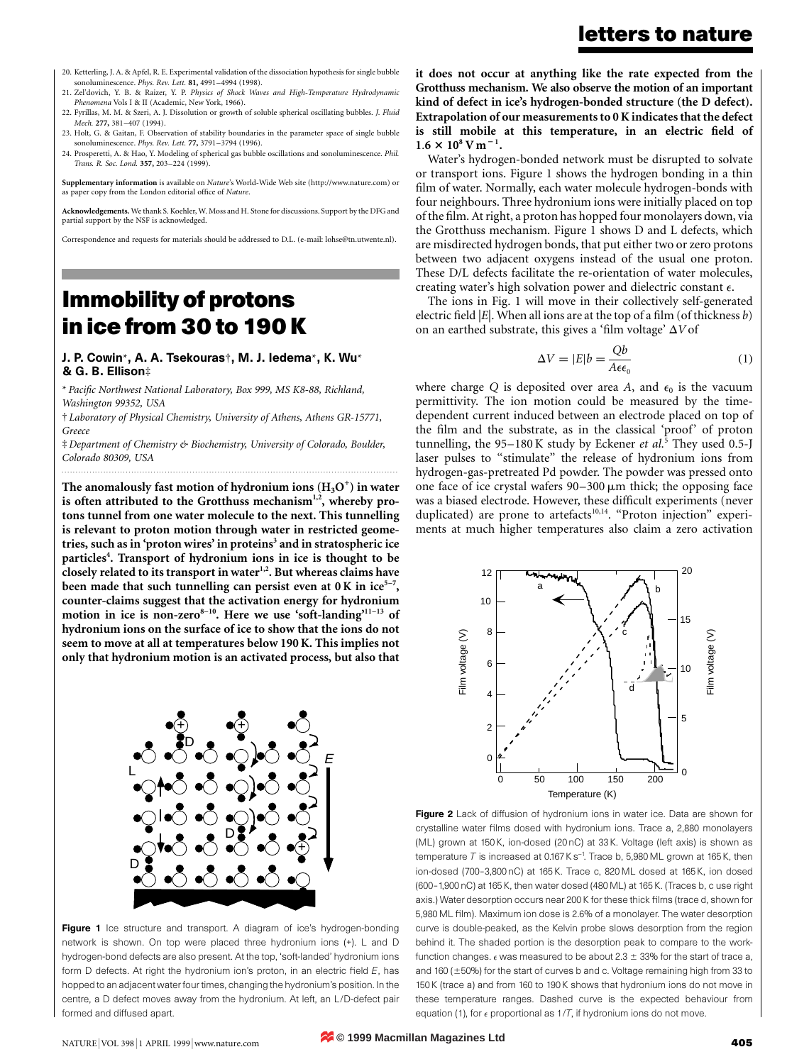20. Ketterling, J. A. & Apfel, R. E. Experimental validation of the dissociation hypothesis for single bubble sonoluminescence. *Phys. Rev. Lett.* **81,** 4991–4994 (1998).
21. Zel'dovich, Y. B. & Raizer, Y. P. *Physics of Shock Waves and High-Temperature Hydrodynamic Phenomena* Vols I & II (Academic, New York, 1966).
22. Fyrillas, M. M. & Szeri, A. J. Dissolution or growth of soluble spherical oscillating bubbles. *J. Fluid Mech.* **277,** 381–407 (1994).
23. Holt, G. & Gaitan, F. Observation of stability boundaries in the parameter space of single bubble sonoluminescence. *Phys. Rev. Lett.* **77,** 3791–3794 (1996).
24. Prosperetti, A. & Hao, Y. Modeling of spherical gas bubble oscillations and sonoluminescence. *Phil. Trans. R. Soc. Lond.* **357,** 203–224 (1999).

**Supplementary information** is available on *Nature*'s World-Wide Web site (http://www.nature.com) or as paper copy from the London editorial office of *Nature*.

**Acknowledgements.** We thank S. Koehler, W. Moss and H. Stone for discussions. Support by the DFG and partial support by the NSF is acknowledged.

Correspondence and requests for materials should be addressed to D.L. (e-mail: lohse@tn.utwente.nl).

# Immobility of protons in ice from 30 to 190 K

**J. P. Cowin\*, A. A. Tsekouras†, M. J. Iedema\*, K. Wu\* & G. B. Ellison‡**

\* *Pacific Northwest National Laboratory, Box 999, MS K8-88, Richland, Washington 99352, USA*

† *Laboratory of Physical Chemistry, University of Athens, Athens GR-15771, Greece*

‡ *Department of Chemistry & Biochemistry, University of Colorado, Boulder, Colorado 80309, USA*

**The anomalously fast motion of hydronium ions ($H_3O^+$) in water is often attributed to the Grotthuss mechanism[1,2], whereby protons tunnel from one water molecule to the next. This tunnelling is relevant to proton motion through water in restricted geometries, such as in 'proton wires' in proteins[3] and in stratospheric ice particles[4]. Transport of hydronium ions in ice is thought to be closely related to its transport in water[1,2]. But whereas claims have been made that such tunnelling can persist even at 0 K in ice[5–7], counter-claims suggest that the activation energy for hydronium motion in ice is non-zero[8–10]. Here we use 'soft-landing'[11–13] of hydronium ions on the surface of ice to show that the ions do not seem to move at all at temperatures below 190 K. This implies not only that hydronium motion is an activated process, but also that it does not occur at anything like the rate expected from the Grotthuss mechanism. We also observe the motion of an important kind of defect in ice's hydrogen-bonded structure (the D defect). Extrapolation of our measurements to 0 K indicates that the defect is still mobile at this temperature, in an electric field of $1.6 \times 10^8\ \mathrm{V\,m^{-1}}$.**

Water's hydrogen-bonded network must be disrupted to solvate or transport ions. Figure 1 shows the hydrogen bonding in a thin film of water. Normally, each water molecule hydrogen-bonds with four neighbours. Three hydronium ions were initially placed on top of the film. At right, a proton has hopped four monolayers down, via the Grotthuss mechanism. Figure 1 shows D and L defects, which are misdirected hydrogen bonds, that put either two or zero protons between two adjacent oxygens instead of the usual one proton. These D/L defects facilitate the re-orientation of water molecules, creating water's high solvation power and dielectric constant $\epsilon$.

The ions in Fig. 1 will move in their collectively self-generated electric field $|E|$. When all ions are at the top of a film (of thickness $b$) on an earthed substrate, this gives a 'film voltage' $\Delta V$ of

$$\Delta V = |E|b = \frac{Qb}{A\epsilon\epsilon_0} \tag{1}$$

where charge $Q$ is deposited over area $A$, and $\epsilon_0$ is the vacuum permittivity. The ion motion could be measured by the time-dependent current induced between an electrode placed on top of the film and the substrate, as in the classical 'proof' of proton tunnelling, the 95–180 K study by Eckener *et al.*[5] They used 0.5-J laser pulses to "stimulate" the release of hydronium ions from hydrogen-gas-pretreated Pd powder. The powder was pressed onto one face of ice crystal wafers 90–300 μm thick; the opposing face was a biased electrode. However, these difficult experiments (never duplicated) are prone to artefacts[10,14]. "Proton injection" experiments at much higher temperatures also claim a zero activation

L
D
D
D
E

**Figure 1** Ice structure and transport. A diagram of ice's hydrogen-bonding network is shown. On top were placed three hydronium ions (+). L and D hydrogen-bond defects are also present. At the top, 'soft-landed' hydronium ions form D defects. At right the hydronium ion's proton, in an electric field $E$, has hopped to an adjacent water four times, changing the hydronium's position. In the centre, a D defect moves away from the hydronium. At left, an L/D-defect pair formed and diffused apart.

Film voltage (V)
Temperature (K)
a
b
c
d

**Figure 2** Lack of diffusion of hydronium ions in water ice. Data are shown for crystalline water films dosed with hydronium ions. Trace a, 2,880 monolayers (ML) grown at 150 K, ion-dosed (20 nC) at 33 K. Voltage (left axis) is shown as temperature $T$ is increased at $0.167\ \mathrm{K\,s^{-1}}$. Trace b, 5,980 ML grown at 165 K, then ion-dosed (700–3,800 nC) at 165 K. Trace c, 820 ML dosed at 165 K, ion dosed (600–1,900 nC) at 165 K, then water dosed (480 ML) at 165 K. (Traces b, c use right axis.) Water desorption occurs near 200 K for these thick films (trace d, shown for 5,980 ML film). Maximum ion dose is 2.6% of a monolayer. The water desorption curve is double-peaked, as the Kelvin probe slows desorption from the region behind it. The shaded portion is the desorption peak to compare to the work-function changes. $\epsilon$ was measured to be about 2.3 ± 33% for the start of trace a, and 160 (±50%) for the start of curves b and c. Voltage remaining high from 33 to 150 K (trace a) and from 160 to 190 K shows that hydronium ions do not move in these temperature ranges. Dashed curve is the expected behaviour from equation (1), for $\epsilon$ proportional as $1/T$, if hydronium ions do not move.